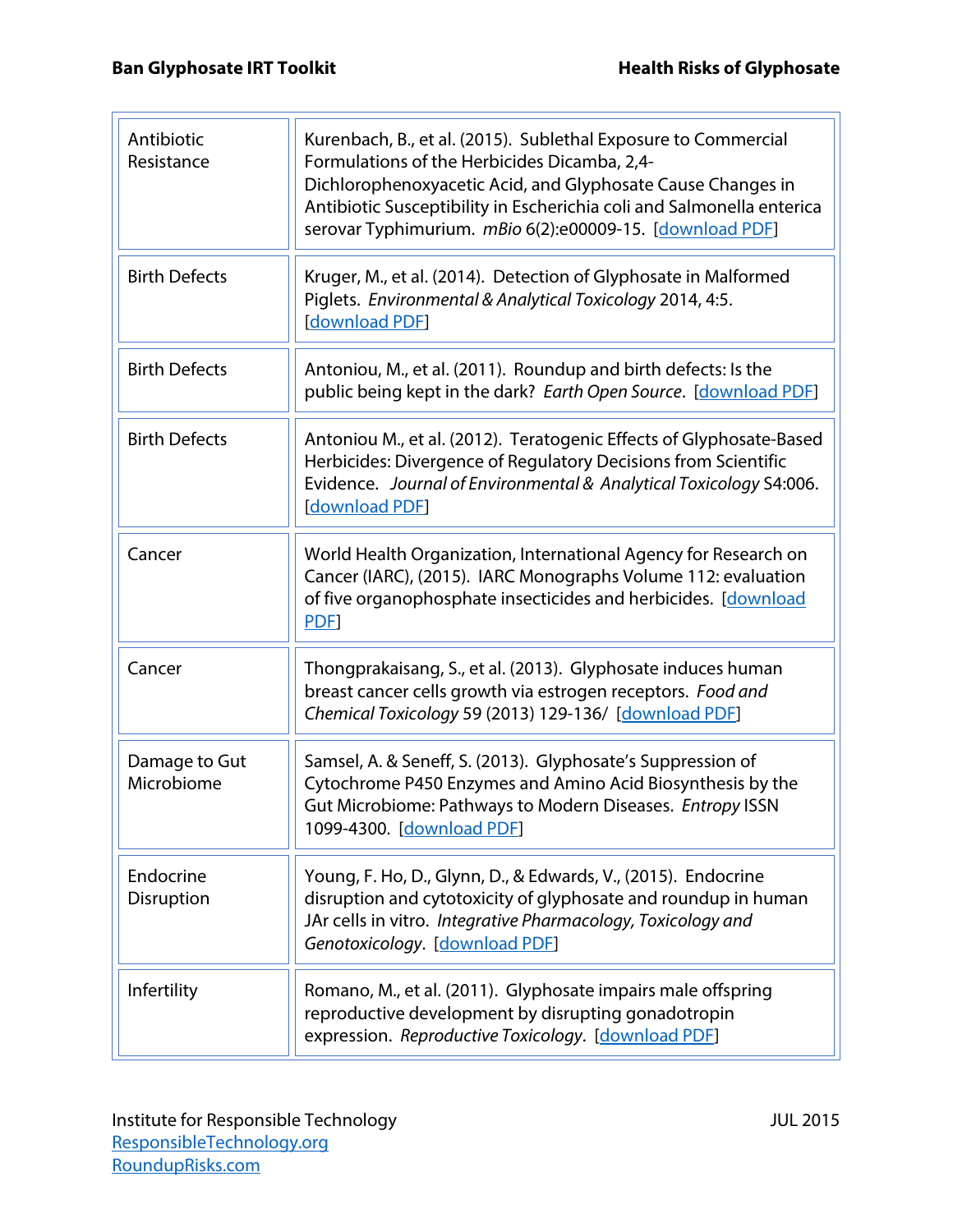| Antibiotic Resistance | Kurenbach, B., et al. (2015). Sublethal Exposure to Commercial Formulations of the Herbicides Dicamba, 2,4-Dichlorophenoxyacetic Acid, and Glyphosate Cause Changes in Antibiotic Susceptibility in Escherichia coli and Salmonella enterica serovar Typhimurium. *mBio* 6(2):e00009-15. [download PDF] |
|---|---|
| Birth Defects | Kruger, M., et al. (2014). Detection of Glyphosate in Malformed Piglets. *Environmental & Analytical Toxicology* 2014, 4:5. [download PDF] |
| Birth Defects | Antoniou, M., et al. (2011). Roundup and birth defects: Is the public being kept in the dark? *Earth Open Source*. [download PDF] |
| Birth Defects | Antoniou M., et al. (2012). Teratogenic Effects of Glyphosate-Based Herbicides: Divergence of Regulatory Decisions from Scientific Evidence. *Journal of Environmental & Analytical Toxicology* S4:006. [download PDF] |
| Cancer | World Health Organization, International Agency for Research on Cancer (IARC), (2015). IARC Monographs Volume 112: evaluation of five organophosphate insecticides and herbicides. [download PDF] |
| Cancer | Thongprakaisang, S., et al. (2013). Glyphosate induces human breast cancer cells growth via estrogen receptors. *Food and Chemical Toxicology* 59 (2013) 129-136/ [download PDF] |
| Damage to Gut Microbiome | Samsel, A. & Seneff, S. (2013). Glyphosate's Suppression of Cytochrome P450 Enzymes and Amino Acid Biosynthesis by the Gut Microbiome: Pathways to Modern Diseases. *Entropy* ISSN 1099-4300. [download PDF] |
| Endocrine Disruption | Young, F. Ho, D., Glynn, D., & Edwards, V., (2015). Endocrine disruption and cytotoxicity of glyphosate and roundup in human JAr cells in vitro. *Integrative Pharmacology, Toxicology and Genotoxicology*. [download PDF] |
| Infertility | Romano, M., et al. (2011). Glyphosate impairs male offspring reproductive development by disrupting gonadotropin expression. *Reproductive Toxicology*. [download PDF] |

Institute for Responsible Technology
ResponsibleTechnology.org
RoundupRisks.com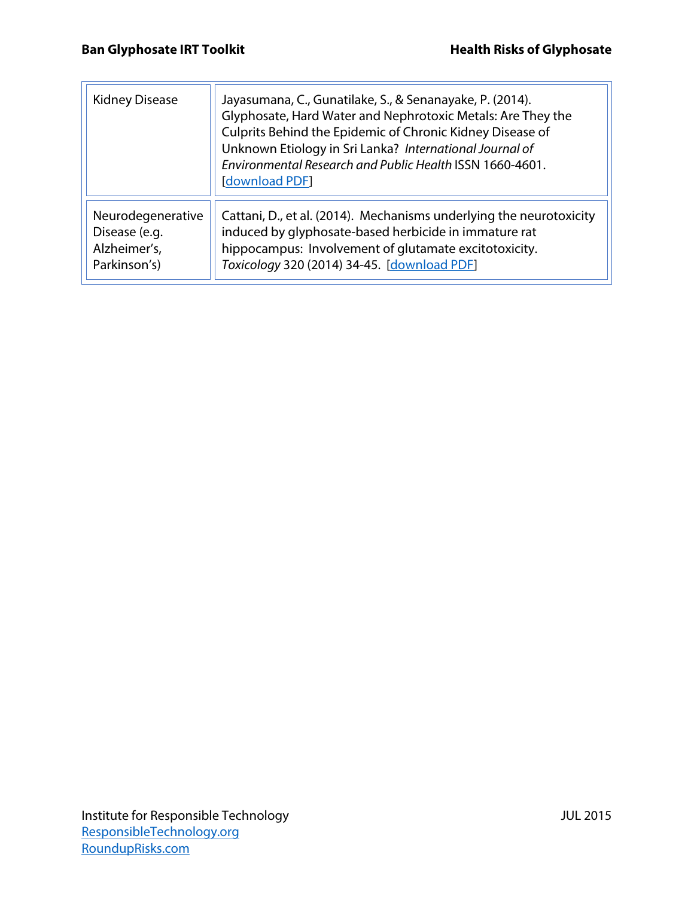| | |
|---|---|
| Kidney Disease | Jayasumana, C., Gunatilake, S., & Senanayake, P. (2014). Glyphosate, Hard Water and Nephrotoxic Metals: Are They the Culprits Behind the Epidemic of Chronic Kidney Disease of Unknown Etiology in Sri Lanka? *International Journal of Environmental Research and Public Health* ISSN 1660-4601. [download PDF] |
| Neurodegenerative Disease (e.g. Alzheimer's, Parkinson's) | Cattani, D., et al. (2014). Mechanisms underlying the neurotoxicity induced by glyphosate-based herbicide in immature rat hippocampus: Involvement of glutamate excitotoxicity. *Toxicology* 320 (2014) 34-45. [download PDF] |